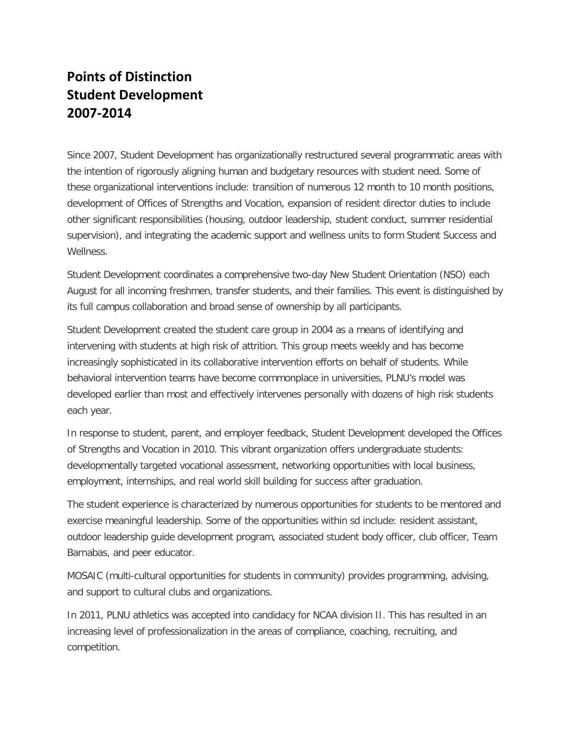# Points of Distinction Student Development 2007-2014

Since 2007, Student Development has organizationally restructured several programmatic areas with the intention of rigorously aligning human and budgetary resources with student need. Some of these organizational interventions include: transition of numerous 12 month to 10 month positions, development of Offices of Strengths and Vocation, expansion of resident director duties to include other significant responsibilities (housing, outdoor leadership, student conduct, summer residential supervision), and integrating the academic support and wellness units to form Student Success and Wellness.

Student Development coordinates a comprehensive two-day New Student Orientation (NSO) each August for all incoming freshmen, transfer students, and their families. This event is distinguished by its full campus collaboration and broad sense of ownership by all participants.

Student Development created the student care group in 2004 as a means of identifying and intervening with students at high risk of attrition. This group meets weekly and has become increasingly sophisticated in its collaborative intervention efforts on behalf of students. While behavioral intervention teams have become commonplace in universities, PLNU's model was developed earlier than most and effectively intervenes personally with dozens of high risk students each year.

In response to student, parent, and employer feedback, Student Development developed the Offices of Strengths and Vocation in 2010. This vibrant organization offers undergraduate students: developmentally targeted vocational assessment, networking opportunities with local business, employment, internships, and real world skill building for success after graduation.

The student experience is characterized by numerous opportunities for students to be mentored and exercise meaningful leadership. Some of the opportunities within sd include: resident assistant, outdoor leadership guide development program, associated student body officer, club officer, Team Barnabas, and peer educator.

MOSAIC (multi-cultural opportunities for students in community) provides programming, advising, and support to cultural clubs and organizations.

In 2011, PLNU athletics was accepted into candidacy for NCAA division II. This has resulted in an increasing level of professionalization in the areas of compliance, coaching, recruiting, and competition.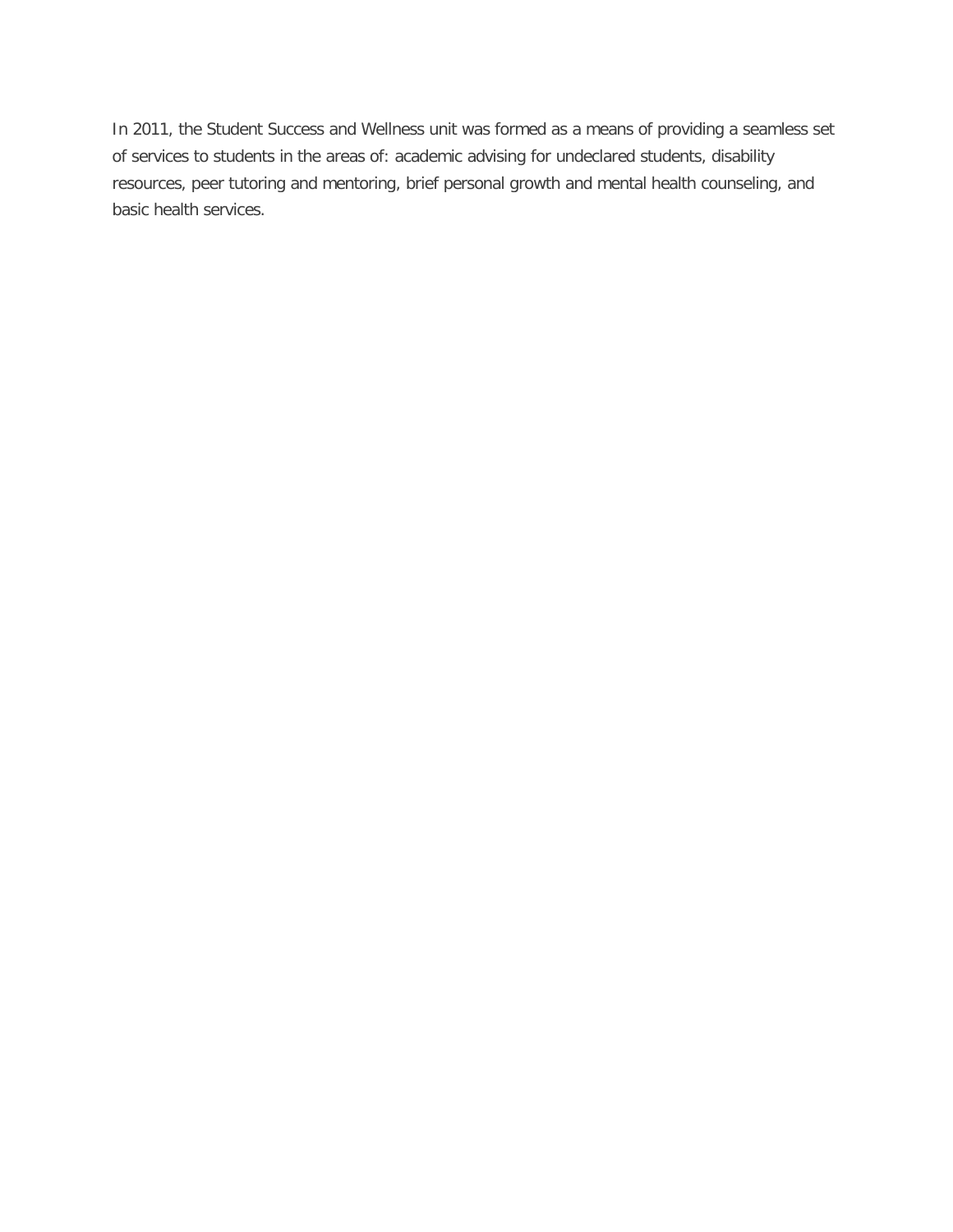In 2011, the Student Success and Wellness unit was formed as a means of providing a seamless set of services to students in the areas of: academic advising for undeclared students, disability resources, peer tutoring and mentoring, brief personal growth and mental health counseling, and basic health services.